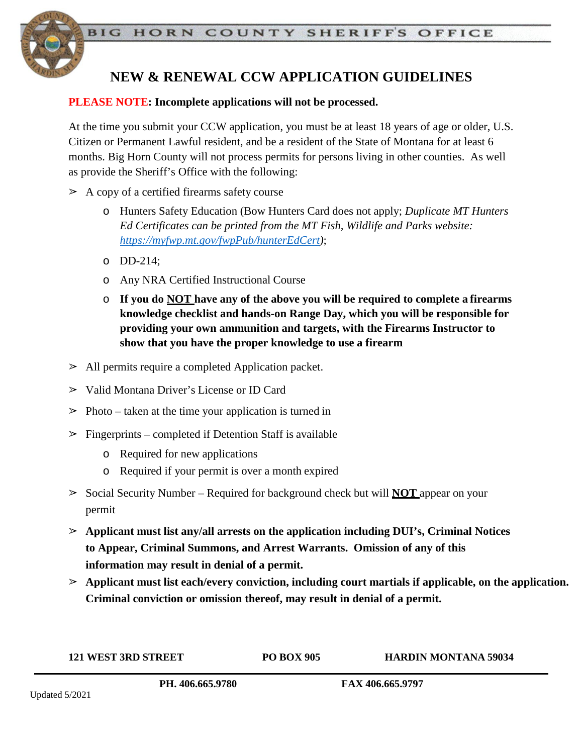BIG HORN COUNTY SHERIFF'S OFFICE

# NEW & RENEWAL CCW APPLICATION GUIDELINES

**PLEASE NOTE: Incomplete applications will not be processed.**

At the time you submit your CCW application, you must be at least 18 years of age or older, U.S. Citizen or Permanent Lawful resident, and be a resident of the State of Montana for at least 6 months. Big Horn County will not process permits for persons living in other counties. As well as provide the Sheriff's Office with the following:

- A copy of a certified firearms safety course
  - Hunters Safety Education (Bow Hunters Card does not apply; *Duplicate MT Hunters Ed Certificates can be printed from the MT Fish, Wildlife and Parks website: https://myfwp.mt.gov/fwpPub/hunterEdCert*);
  - DD-214;
  - Any NRA Certified Instructional Course
  - **If you do NOT have any of the above you will be required to complete a firearms knowledge checklist and hands-on Range Day, which you will be responsible for providing your own ammunition and targets, with the Firearms Instructor to show that you have the proper knowledge to use a firearm**
- All permits require a completed Application packet.
- Valid Montana Driver's License or ID Card
- Photo – taken at the time your application is turned in
- Fingerprints – completed if Detention Staff is available
  - Required for new applications
  - Required if your permit is over a month expired
- Social Security Number – Required for background check but will **NOT** appear on your permit
- **Applicant must list any/all arrests on the application including DUI's, Criminal Notices to Appear, Criminal Summons, and Arrest Warrants. Omission of any of this information may result in denial of a permit.**
- **Applicant must list each/every conviction, including court martials if applicable, on the application. Criminal conviction or omission thereof, may result in denial of a permit.**

**121 WEST 3RD STREET** **PO BOX 905** **HARDIN MONTANA 59034**

**PH. 406.665.9780** **FAX 406.665.9797**

Updated 5/2021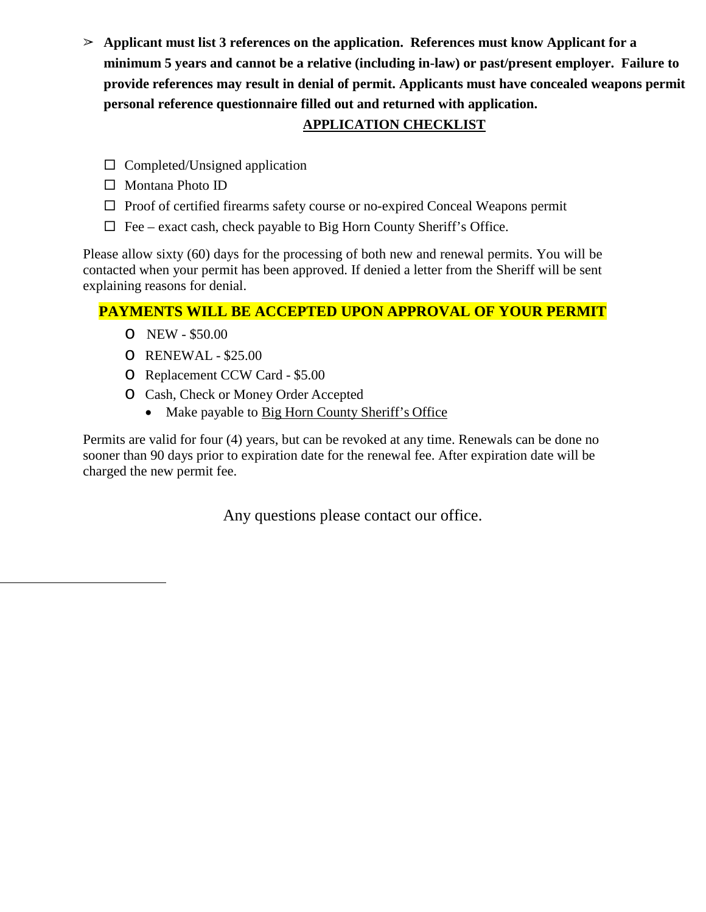- **Applicant must list 3 references on the application. References must know Applicant for a minimum 5 years and cannot be a relative (including in-law) or past/present employer. Failure to provide references may result in denial of permit. Applicants must have concealed weapons permit personal reference questionnaire filled out and returned with application.**

## APPLICATION CHECKLIST

- ☐ Completed/Unsigned application
- ☐ Montana Photo ID
- ☐ Proof of certified firearms safety course or no-expired Conceal Weapons permit
- ☐ Fee – exact cash, check payable to Big Horn County Sheriff's Office.

Please allow sixty (60) days for the processing of both new and renewal permits. You will be contacted when your permit has been approved. If denied a letter from the Sheriff will be sent explaining reasons for denial.

**PAYMENTS WILL BE ACCEPTED UPON APPROVAL OF YOUR PERMIT**

- NEW - $50.00
- RENEWAL - $25.00
- Replacement CCW Card - $5.00
- Cash, Check or Money Order Accepted
  - Make payable to Big Horn County Sheriff's Office

Permits are valid for four (4) years, but can be revoked at any time. Renewals can be done no sooner than 90 days prior to expiration date for the renewal fee. After expiration date will be charged the new permit fee.

Any questions please contact our office.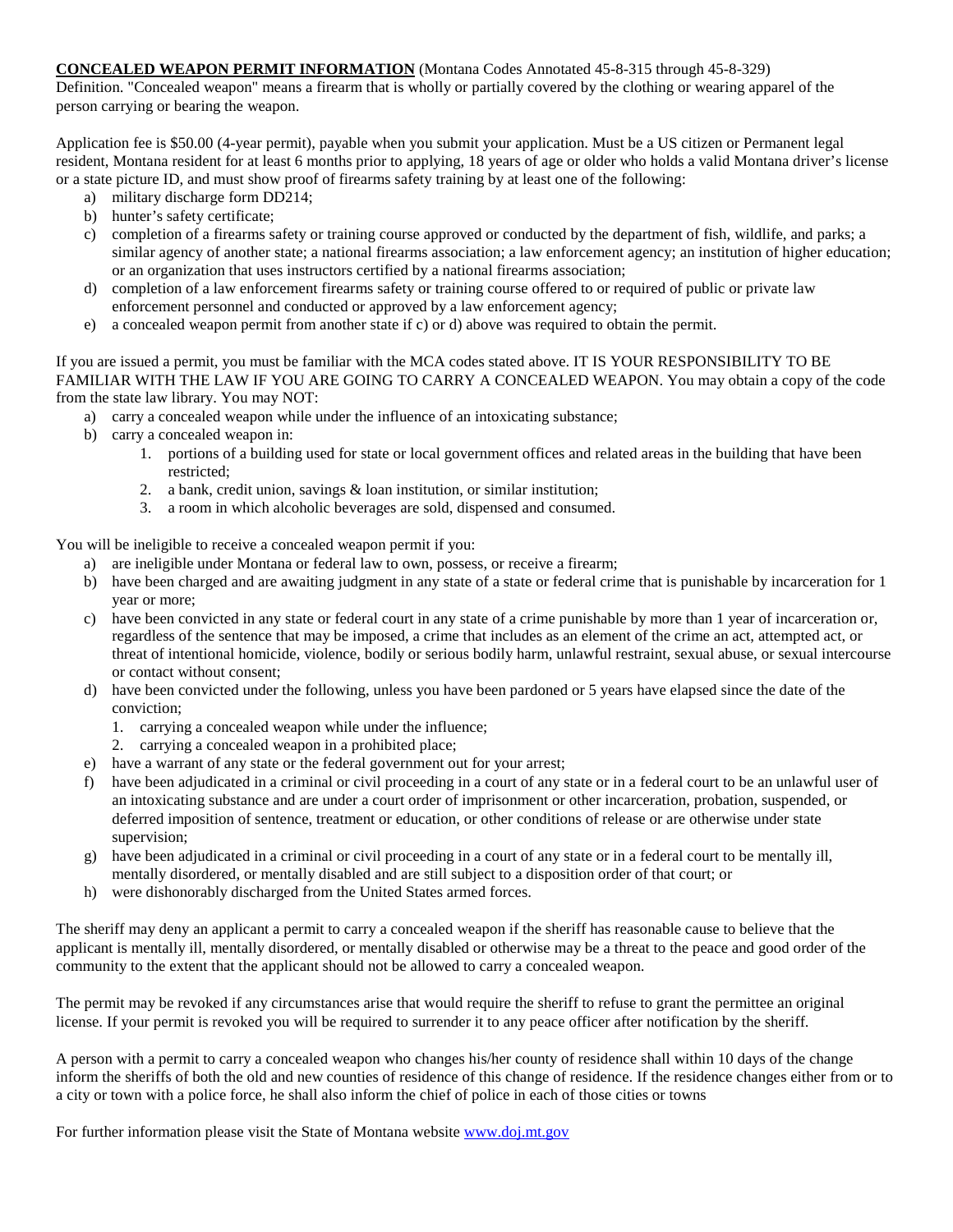**CONCEALED WEAPON PERMIT INFORMATION** (Montana Codes Annotated 45-8-315 through 45-8-329)
Definition. "Concealed weapon" means a firearm that is wholly or partially covered by the clothing or wearing apparel of the person carrying or bearing the weapon.

Application fee is $50.00 (4-year permit), payable when you submit your application. Must be a US citizen or Permanent legal resident, Montana resident for at least 6 months prior to applying, 18 years of age or older who holds a valid Montana driver's license or a state picture ID, and must show proof of firearms safety training by at least one of the following:

a) military discharge form DD214;
b) hunter's safety certificate;
c) completion of a firearms safety or training course approved or conducted by the department of fish, wildlife, and parks; a similar agency of another state; a national firearms association; a law enforcement agency; an institution of higher education; or an organization that uses instructors certified by a national firearms association;
d) completion of a law enforcement firearms safety or training course offered to or required of public or private law enforcement personnel and conducted or approved by a law enforcement agency;
e) a concealed weapon permit from another state if c) or d) above was required to obtain the permit.

If you are issued a permit, you must be familiar with the MCA codes stated above. IT IS YOUR RESPONSIBILITY TO BE FAMILIAR WITH THE LAW IF YOU ARE GOING TO CARRY A CONCEALED WEAPON. You may obtain a copy of the code from the state law library. You may NOT:

a) carry a concealed weapon while under the influence of an intoxicating substance;
b) carry a concealed weapon in:
    1. portions of a building used for state or local government offices and related areas in the building that have been restricted;
    2. a bank, credit union, savings & loan institution, or similar institution;
    3. a room in which alcoholic beverages are sold, dispensed and consumed.

You will be ineligible to receive a concealed weapon permit if you:

a) are ineligible under Montana or federal law to own, possess, or receive a firearm;
b) have been charged and are awaiting judgment in any state of a state or federal crime that is punishable by incarceration for 1 year or more;
c) have been convicted in any state or federal court in any state of a crime punishable by more than 1 year of incarceration or, regardless of the sentence that may be imposed, a crime that includes as an element of the crime an act, attempted act, or threat of intentional homicide, violence, bodily or serious bodily harm, unlawful restraint, sexual abuse, or sexual intercourse or contact without consent;
d) have been convicted under the following, unless you have been pardoned or 5 years have elapsed since the date of the conviction;
    1. carrying a concealed weapon while under the influence;
    2. carrying a concealed weapon in a prohibited place;
e) have a warrant of any state or the federal government out for your arrest;
f) have been adjudicated in a criminal or civil proceeding in a court of any state or in a federal court to be an unlawful user of an intoxicating substance and are under a court order of imprisonment or other incarceration, probation, suspended, or deferred imposition of sentence, treatment or education, or other conditions of release or are otherwise under state supervision;
g) have been adjudicated in a criminal or civil proceeding in a court of any state or in a federal court to be mentally ill, mentally disordered, or mentally disabled and are still subject to a disposition order of that court; or
h) were dishonorably discharged from the United States armed forces.

The sheriff may deny an applicant a permit to carry a concealed weapon if the sheriff has reasonable cause to believe that the applicant is mentally ill, mentally disordered, or mentally disabled or otherwise may be a threat to the peace and good order of the community to the extent that the applicant should not be allowed to carry a concealed weapon.

The permit may be revoked if any circumstances arise that would require the sheriff to refuse to grant the permittee an original license. If your permit is revoked you will be required to surrender it to any peace officer after notification by the sheriff.

A person with a permit to carry a concealed weapon who changes his/her county of residence shall within 10 days of the change inform the sheriffs of both the old and new counties of residence of this change of residence. If the residence changes either from or to a city or town with a police force, he shall also inform the chief of police in each of those cities or towns

For further information please visit the State of Montana website www.doj.mt.gov